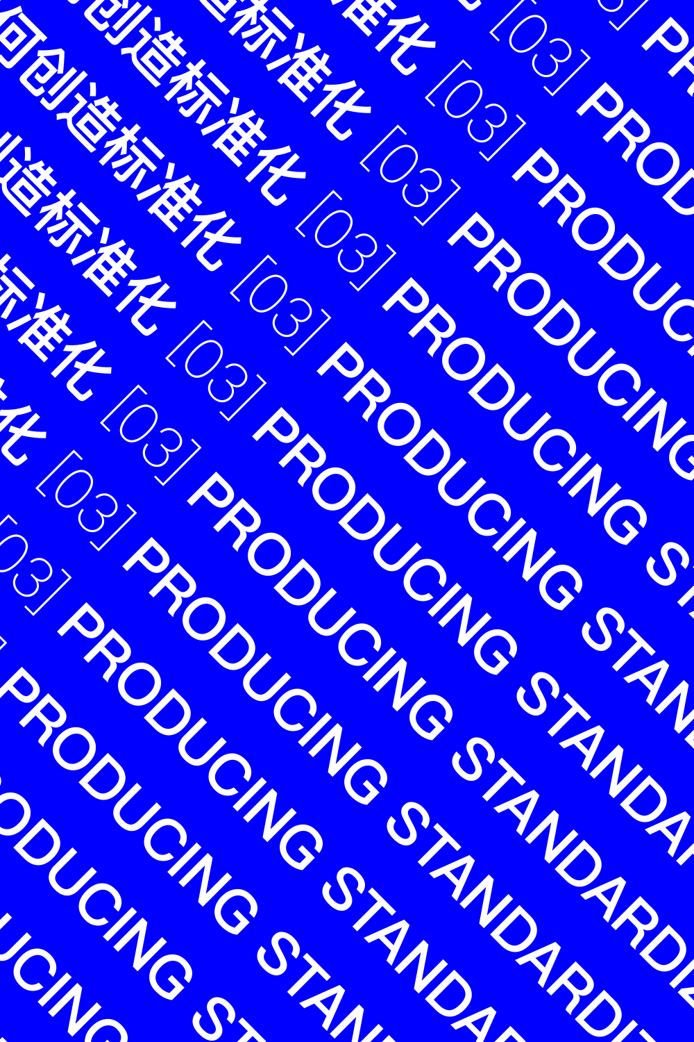何创造标准化 [03] PRODUCING STANDARDI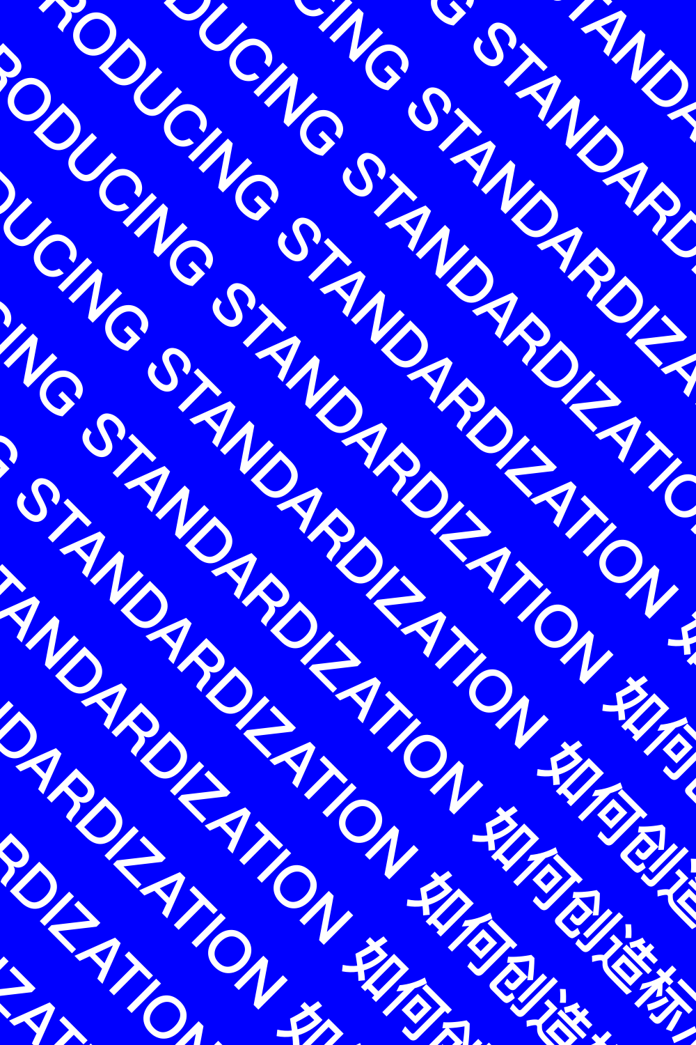RODUCING STANDARDIZATION 如何创造

RODUCING STANDARDIZATION 如何创造标

ODUCING STANDARDIZATION 如何创造标

UCING STANDARDIZATION 如何创造标

CING STANDARDIZATION 如何创造标

NG STANDARDIZATION 如何创

G STANDARDIZATION 如

STANDARDIZATION

NDARDIZATION

RDIZATION

ZATION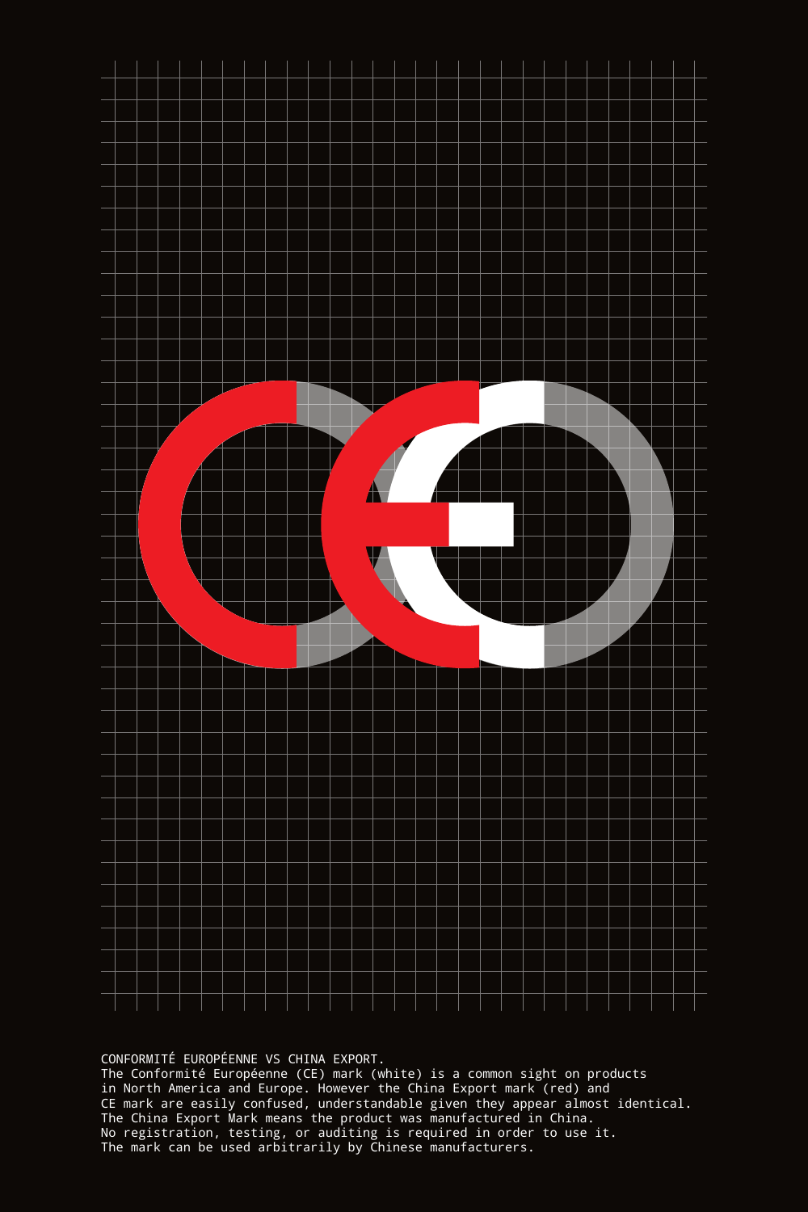CONFORMITÉ EUROPÉENNE VS CHINA EXPORT.
The Conformité Européenne (CE) mark (white) is a common sight on products in North America and Europe. However the China Export mark (red) and CE mark are easily confused, understandable given they appear almost identical. The China Export Mark means the product was manufactured in China. No registration, testing, or auditing is required in order to use it. The mark can be used arbitrarily by Chinese manufacturers.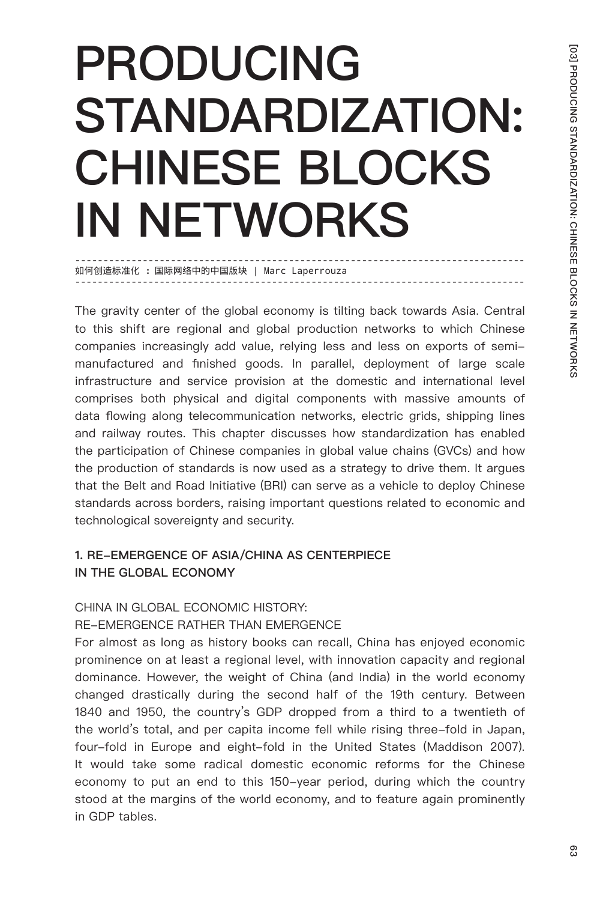# PRODUCING STANDARDIZATION: CHINESE BLOCKS IN NETWORKS

如何创造标准化 ：国际网络中的中国版块 | Marc Laperrouza

The gravity center of the global economy is tilting back towards Asia. Central to this shift are regional and global production networks to which Chinese companies increasingly add value, relying less and less on exports of semi-manufactured and finished goods. In parallel, deployment of large scale infrastructure and service provision at the domestic and international level comprises both physical and digital components with massive amounts of data flowing along telecommunication networks, electric grids, shipping lines and railway routes. This chapter discusses how standardization has enabled the participation of Chinese companies in global value chains (GVCs) and how the production of standards is now used as a strategy to drive them. It argues that the Belt and Road Initiative (BRI) can serve as a vehicle to deploy Chinese standards across borders, raising important questions related to economic and technological sovereignty and security.

## 1. RE-EMERGENCE OF ASIA/CHINA AS CENTERPIECE IN THE GLOBAL ECONOMY

### CHINA IN GLOBAL ECONOMIC HISTORY: RE-EMERGENCE RATHER THAN EMERGENCE

For almost as long as history books can recall, China has enjoyed economic prominence on at least a regional level, with innovation capacity and regional dominance. However, the weight of China (and India) in the world economy changed drastically during the second half of the 19th century. Between 1840 and 1950, the country's GDP dropped from a third to a twentieth of the world's total, and per capita income fell while rising three-fold in Japan, four-fold in Europe and eight-fold in the United States (Maddison 2007). It would take some radical domestic economic reforms for the Chinese economy to put an end to this 150-year period, during which the country stood at the margins of the world economy, and to feature again prominently in GDP tables.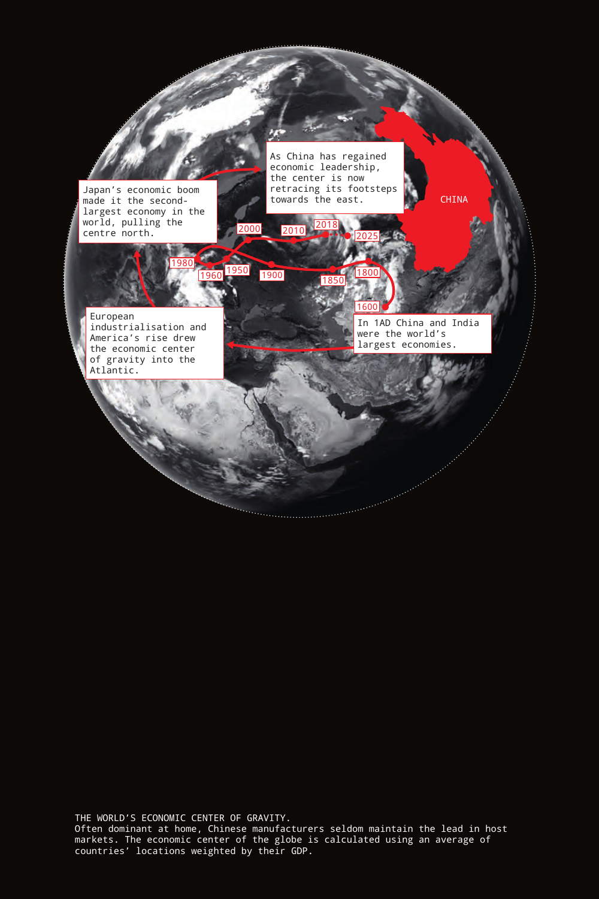Japan's economic boom made it the second-largest economy in the world, pulling the centre north.

As China has regained economic leadership, the center is now retracing its footsteps towards the east.

CHINA

1980 · 1960 · 1950 · 2000 · 2010 · 2018 · 2025 · 1900 · 1850 · 1800 · 1600

European industrialisation and America's rise drew the economic center of gravity into the Atlantic.

In 1AD China and India were the world's largest economies.

THE WORLD'S ECONOMIC CENTER OF GRAVITY.
Often dominant at home, Chinese manufacturers seldom maintain the lead in host markets. The economic center of the globe is calculated using an average of countries' locations weighted by their GDP.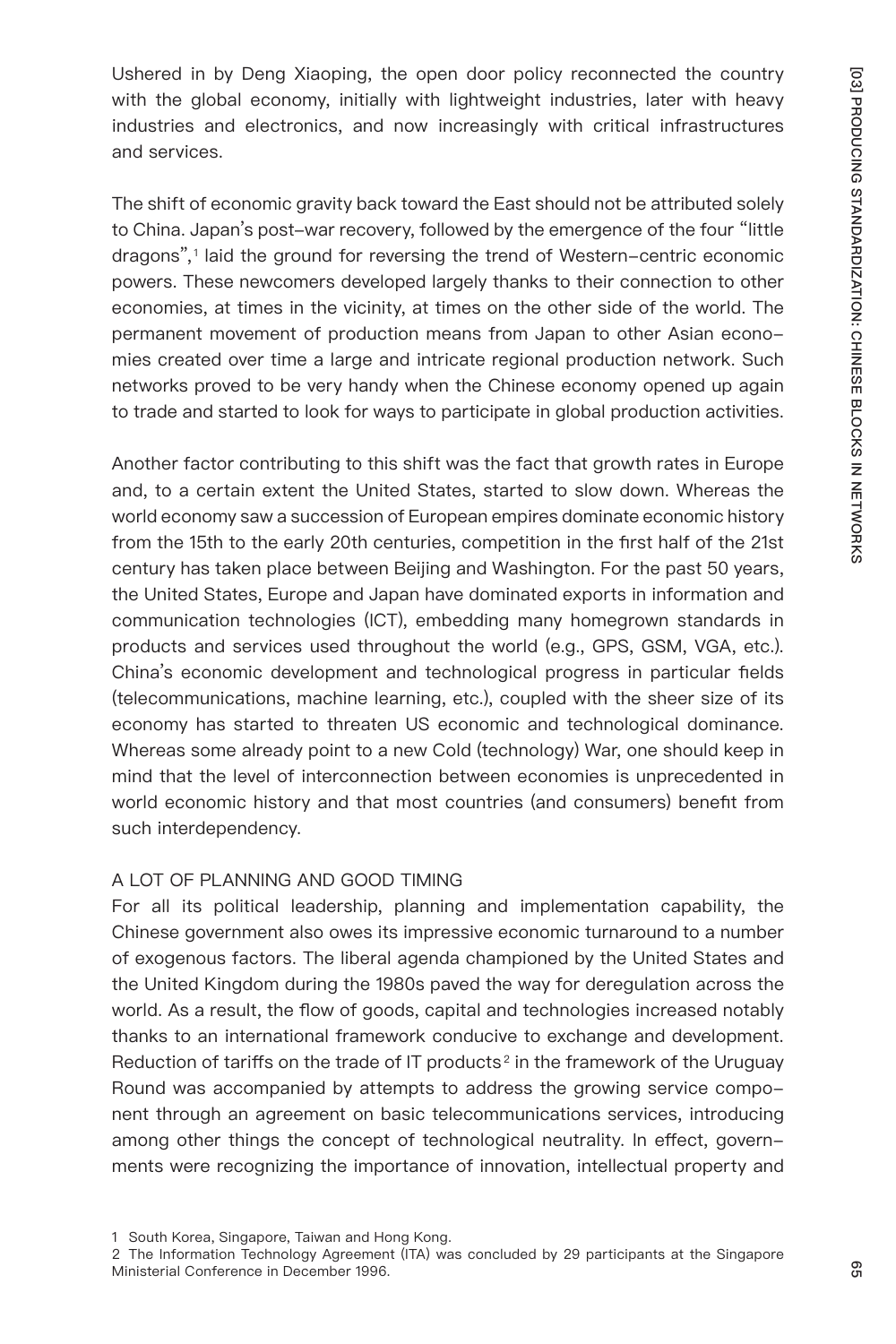Ushered in by Deng Xiaoping, the open door policy reconnected the country with the global economy, initially with lightweight industries, later with heavy industries and electronics, and now increasingly with critical infrastructures and services.

The shift of economic gravity back toward the East should not be attributed solely to China. Japan's post-war recovery, followed by the emergence of the four "little dragons",[1] laid the ground for reversing the trend of Western-centric economic powers. These newcomers developed largely thanks to their connection to other economies, at times in the vicinity, at times on the other side of the world. The permanent movement of production means from Japan to other Asian economies created over time a large and intricate regional production network. Such networks proved to be very handy when the Chinese economy opened up again to trade and started to look for ways to participate in global production activities.

Another factor contributing to this shift was the fact that growth rates in Europe and, to a certain extent the United States, started to slow down. Whereas the world economy saw a succession of European empires dominate economic history from the 15th to the early 20th centuries, competition in the first half of the 21st century has taken place between Beijing and Washington. For the past 50 years, the United States, Europe and Japan have dominated exports in information and communication technologies (ICT), embedding many homegrown standards in products and services used throughout the world (e.g., GPS, GSM, VGA, etc.). China's economic development and technological progress in particular fields (telecommunications, machine learning, etc.), coupled with the sheer size of its economy has started to threaten US economic and technological dominance. Whereas some already point to a new Cold (technology) War, one should keep in mind that the level of interconnection between economies is unprecedented in world economic history and that most countries (and consumers) benefit from such interdependency.

## A LOT OF PLANNING AND GOOD TIMING

For all its political leadership, planning and implementation capability, the Chinese government also owes its impressive economic turnaround to a number of exogenous factors. The liberal agenda championed by the United States and the United Kingdom during the 1980s paved the way for deregulation across the world. As a result, the flow of goods, capital and technologies increased notably thanks to an international framework conducive to exchange and development. Reduction of tariffs on the trade of IT products[2] in the framework of the Uruguay Round was accompanied by attempts to address the growing service component through an agreement on basic telecommunications services, introducing among other things the concept of technological neutrality. In effect, governments were recognizing the importance of innovation, intellectual property and

1 South Korea, Singapore, Taiwan and Hong Kong.

2 The Information Technology Agreement (ITA) was concluded by 29 participants at the Singapore Ministerial Conference in December 1996.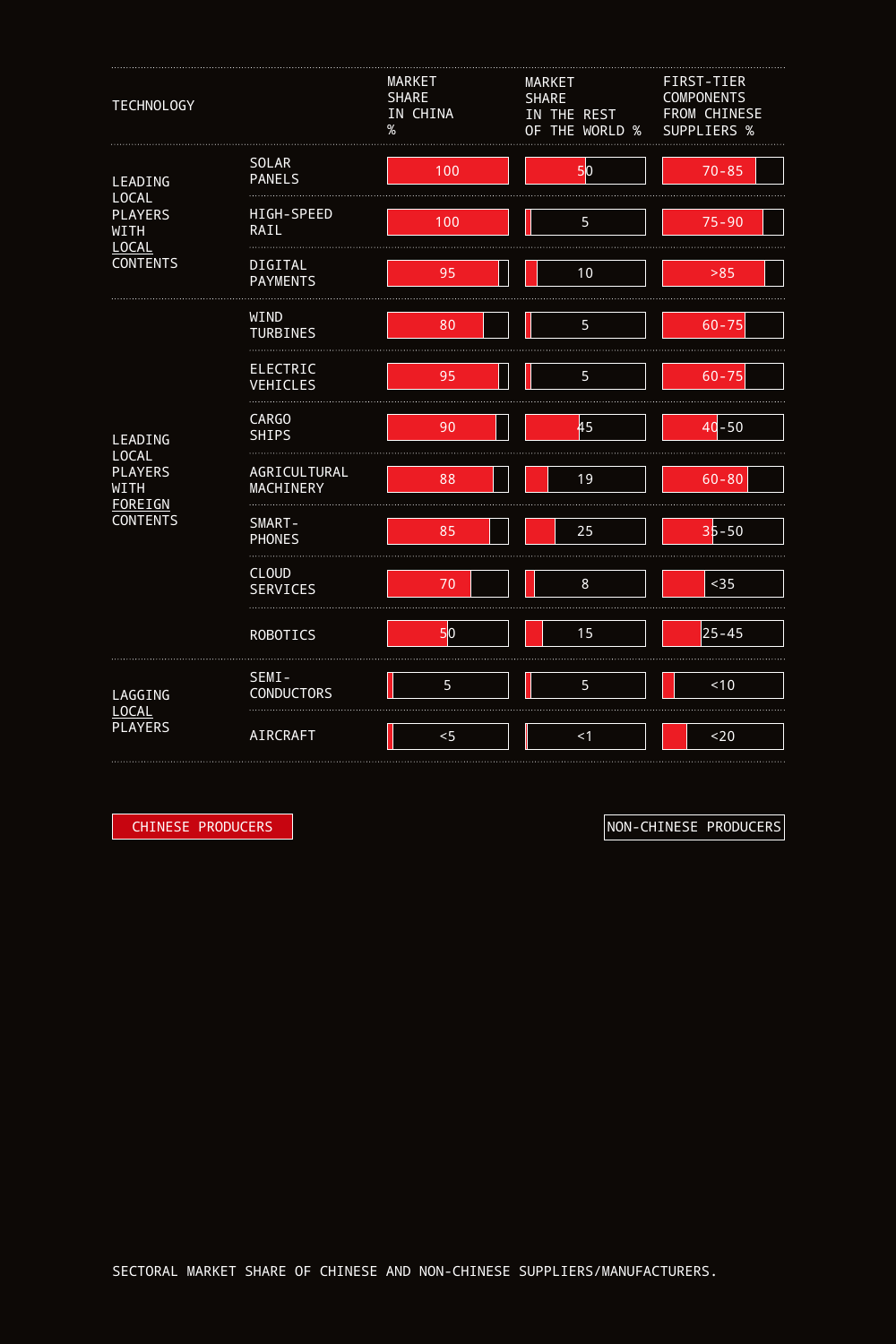| TECHNOLOGY | | MARKET SHARE IN CHINA % | MARKET SHARE IN THE REST OF THE WORLD % | FIRST-TIER COMPONENTS FROM CHINESE SUPPLIERS % |
|---|---|---|---|---|
| LEADING LOCAL PLAYERS WITH LOCAL CONTENTS | SOLAR PANELS | 100 | 50 | 70-85 |
| | HIGH-SPEED RAIL | 100 | 5 | 75-90 |
| | DIGITAL PAYMENTS | 95 | 10 | >85 |
| LEADING LOCAL PLAYERS WITH FOREIGN CONTENTS | WIND TURBINES | 80 | 5 | 60-75 |
| | ELECTRIC VEHICLES | 95 | 5 | 60-75 |
| | CARGO SHIPS | 90 | 45 | 40-50 |
| | AGRICULTURAL MACHINERY | 88 | 19 | 60-80 |
| | SMART-PHONES | 85 | 25 | 35-50 |
| | CLOUD SERVICES | 70 | 8 | <35 |
| | ROBOTICS | 50 | 15 | 25-45 |
| LAGGING LOCAL PLAYERS | SEMI-CONDUCTORS | 5 | 5 | <10 |
| | AIRCRAFT | <5 | <1 | <20 |

CHINESE PRODUCERS

NON-CHINESE PRODUCERS

SECTORAL MARKET SHARE OF CHINESE AND NON-CHINESE SUPPLIERS/MANUFACTURERS.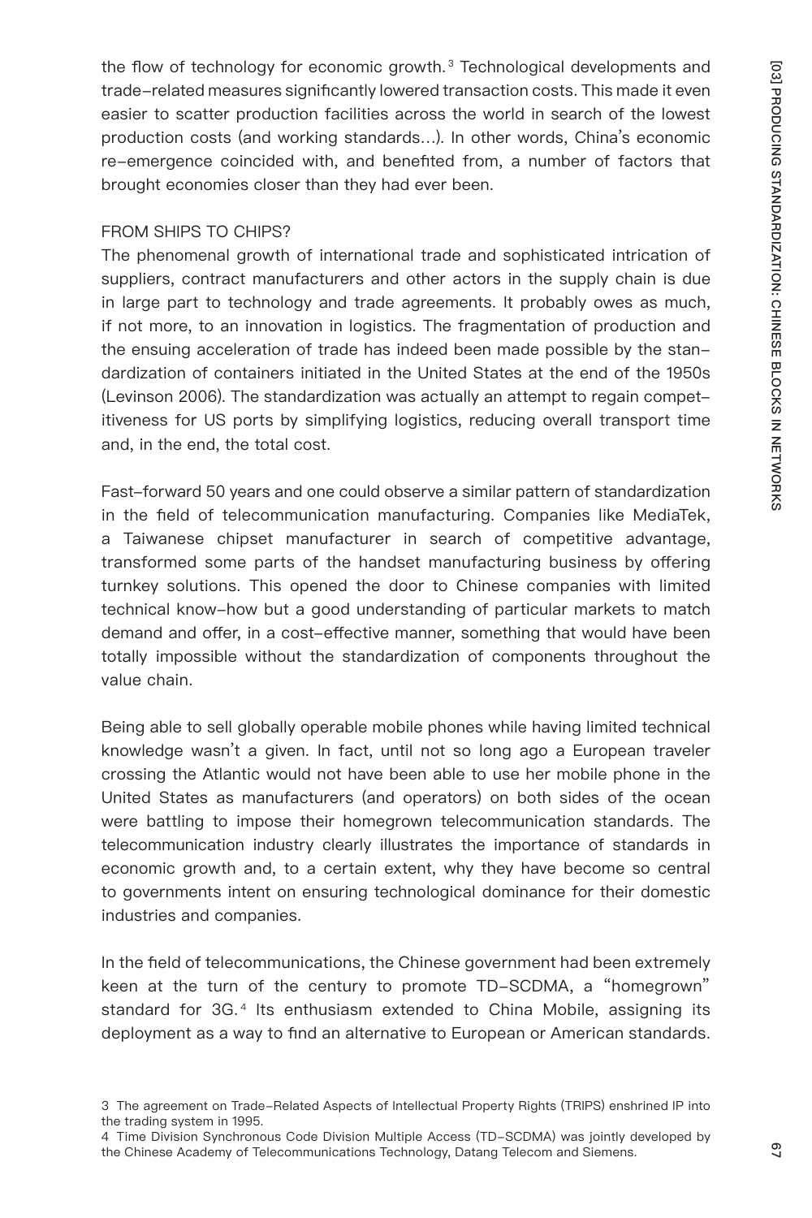the flow of technology for economic growth.[3] Technological developments and trade-related measures significantly lowered transaction costs. This made it even easier to scatter production facilities across the world in search of the lowest production costs (and working standards...). In other words, China's economic re-emergence coincided with, and benefited from, a number of factors that brought economies closer than they had ever been.

## FROM SHIPS TO CHIPS?

The phenomenal growth of international trade and sophisticated intrication of suppliers, contract manufacturers and other actors in the supply chain is due in large part to technology and trade agreements. It probably owes as much, if not more, to an innovation in logistics. The fragmentation of production and the ensuing acceleration of trade has indeed been made possible by the standardization of containers initiated in the United States at the end of the 1950s (Levinson 2006). The standardization was actually an attempt to regain competitiveness for US ports by simplifying logistics, reducing overall transport time and, in the end, the total cost.

Fast-forward 50 years and one could observe a similar pattern of standardization in the field of telecommunication manufacturing. Companies like MediaTek, a Taiwanese chipset manufacturer in search of competitive advantage, transformed some parts of the handset manufacturing business by offering turnkey solutions. This opened the door to Chinese companies with limited technical know-how but a good understanding of particular markets to match demand and offer, in a cost-effective manner, something that would have been totally impossible without the standardization of components throughout the value chain.

Being able to sell globally operable mobile phones while having limited technical knowledge wasn't a given. In fact, until not so long ago a European traveler crossing the Atlantic would not have been able to use her mobile phone in the United States as manufacturers (and operators) on both sides of the ocean were battling to impose their homegrown telecommunication standards. The telecommunication industry clearly illustrates the importance of standards in economic growth and, to a certain extent, why they have become so central to governments intent on ensuring technological dominance for their domestic industries and companies.

In the field of telecommunications, the Chinese government had been extremely keen at the turn of the century to promote TD-SCDMA, a "homegrown" standard for 3G.[4] Its enthusiasm extended to China Mobile, assigning its deployment as a way to find an alternative to European or American standards.

3 The agreement on Trade-Related Aspects of Intellectual Property Rights (TRIPS) enshrined IP into the trading system in 1995.

4 Time Division Synchronous Code Division Multiple Access (TD-SCDMA) was jointly developed by the Chinese Academy of Telecommunications Technology, Datang Telecom and Siemens.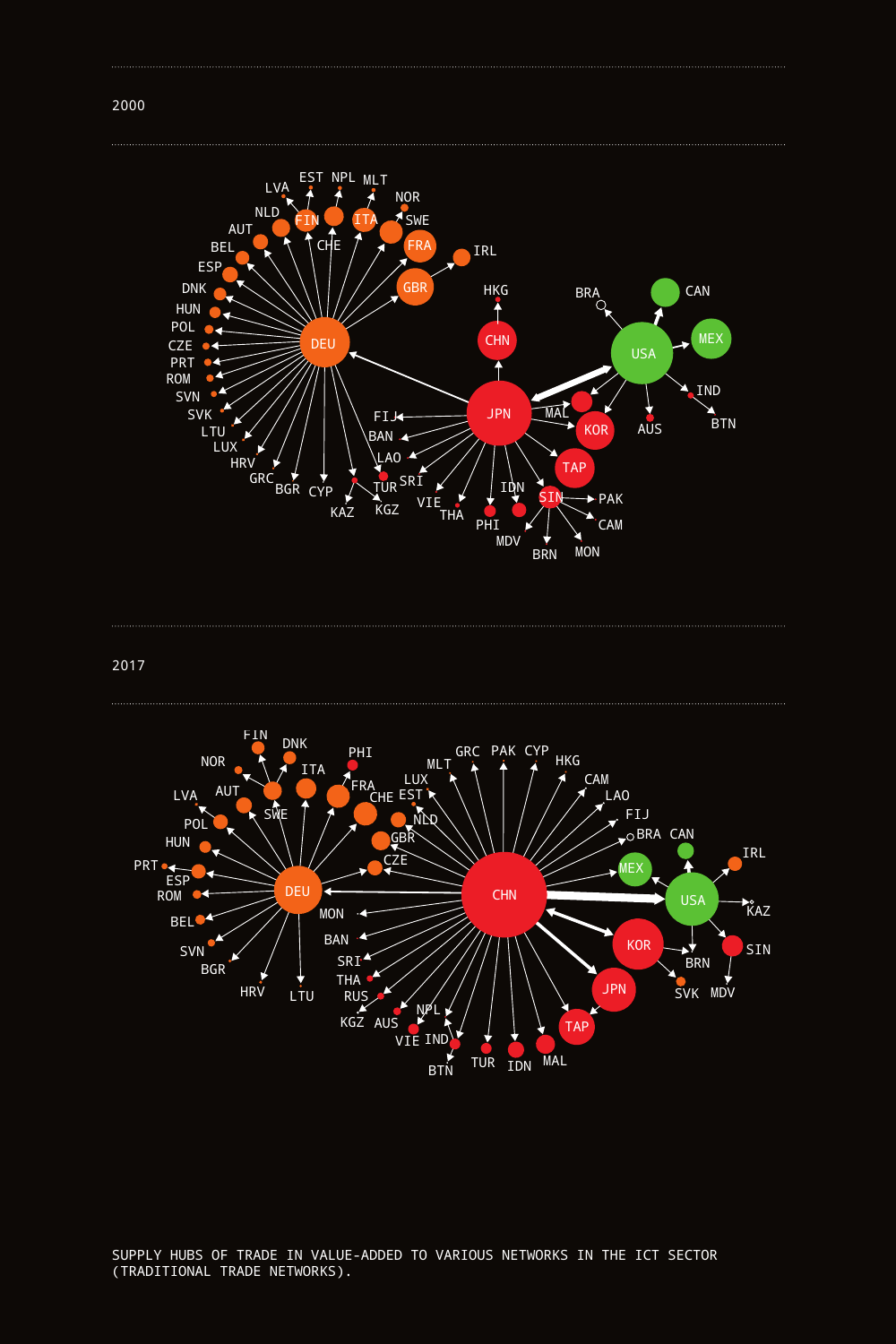2000

2017

SUPPLY HUBS OF TRADE IN VALUE-ADDED TO VARIOUS NETWORKS IN THE ICT SECTOR (TRADITIONAL TRADE NETWORKS).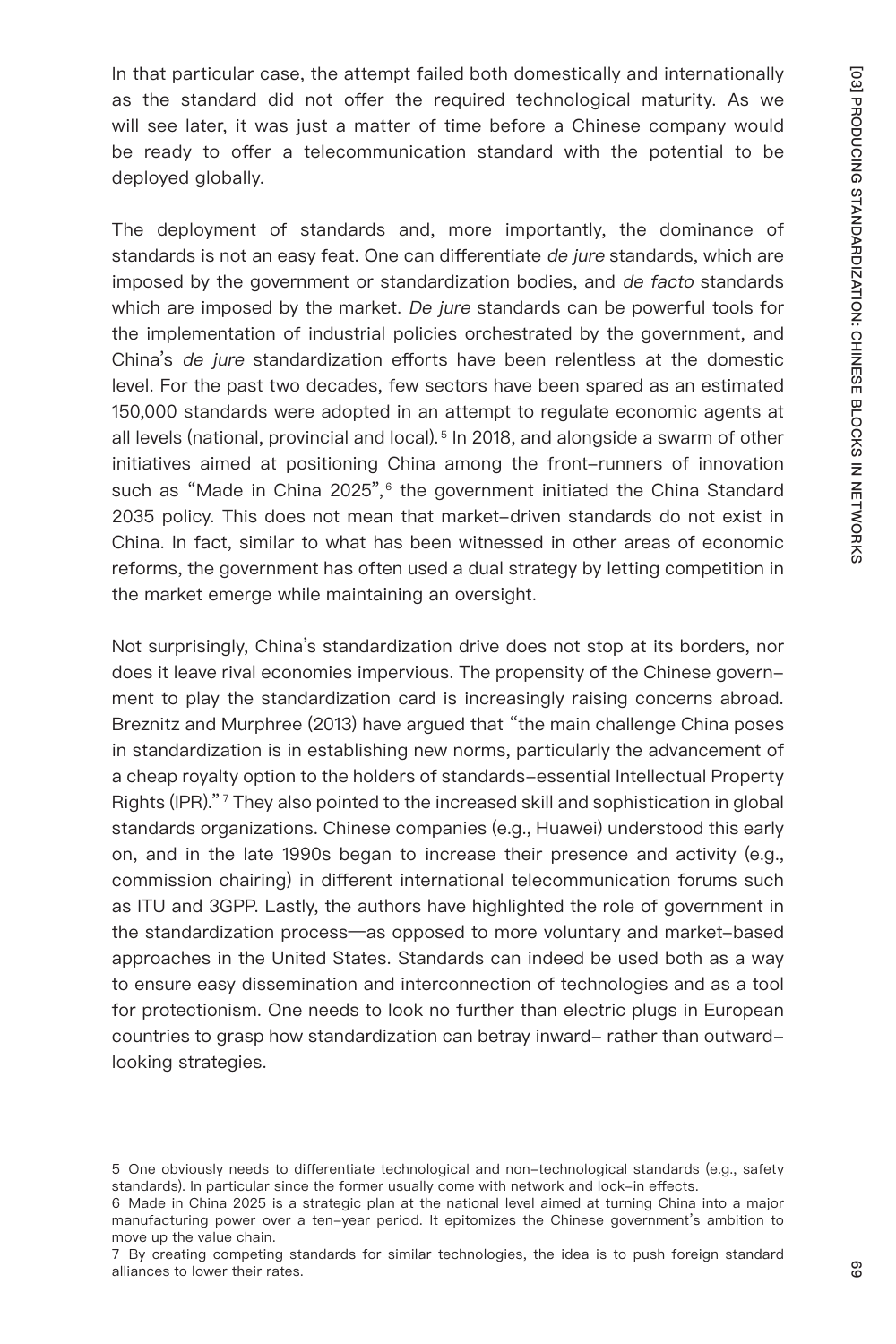In that particular case, the attempt failed both domestically and internationally as the standard did not offer the required technological maturity. As we will see later, it was just a matter of time before a Chinese company would be ready to offer a telecommunication standard with the potential to be deployed globally.

The deployment of standards and, more importantly, the dominance of standards is not an easy feat. One can differentiate *de jure* standards, which are imposed by the government or standardization bodies, and *de facto* standards which are imposed by the market. *De jure* standards can be powerful tools for the implementation of industrial policies orchestrated by the government, and China's *de jure* standardization efforts have been relentless at the domestic level. For the past two decades, few sectors have been spared as an estimated 150,000 standards were adopted in an attempt to regulate economic agents at all levels (national, provincial and local).[5] In 2018, and alongside a swarm of other initiatives aimed at positioning China among the front-runners of innovation such as "Made in China 2025",[6] the government initiated the China Standard 2035 policy. This does not mean that market-driven standards do not exist in China. In fact, similar to what has been witnessed in other areas of economic reforms, the government has often used a dual strategy by letting competition in the market emerge while maintaining an oversight.

Not surprisingly, China's standardization drive does not stop at its borders, nor does it leave rival economies impervious. The propensity of the Chinese government to play the standardization card is increasingly raising concerns abroad. Breznitz and Murphree (2013) have argued that "the main challenge China poses in standardization is in establishing new norms, particularly the advancement of a cheap royalty option to the holders of standards-essential Intellectual Property Rights (IPR)."[7] They also pointed to the increased skill and sophistication in global standards organizations. Chinese companies (e.g., Huawei) understood this early on, and in the late 1990s began to increase their presence and activity (e.g., commission chairing) in different international telecommunication forums such as ITU and 3GPP. Lastly, the authors have highlighted the role of government in the standardization process—as opposed to more voluntary and market-based approaches in the United States. Standards can indeed be used both as a way to ensure easy dissemination and interconnection of technologies and as a tool for protectionism. One needs to look no further than electric plugs in European countries to grasp how standardization can betray inward- rather than outward-looking strategies.

5 One obviously needs to differentiate technological and non-technological standards (e.g., safety standards). In particular since the former usually come with network and lock-in effects.

6 Made in China 2025 is a strategic plan at the national level aimed at turning China into a major manufacturing power over a ten-year period. It epitomizes the Chinese government's ambition to move up the value chain.

7 By creating competing standards for similar technologies, the idea is to push foreign standard alliances to lower their rates.